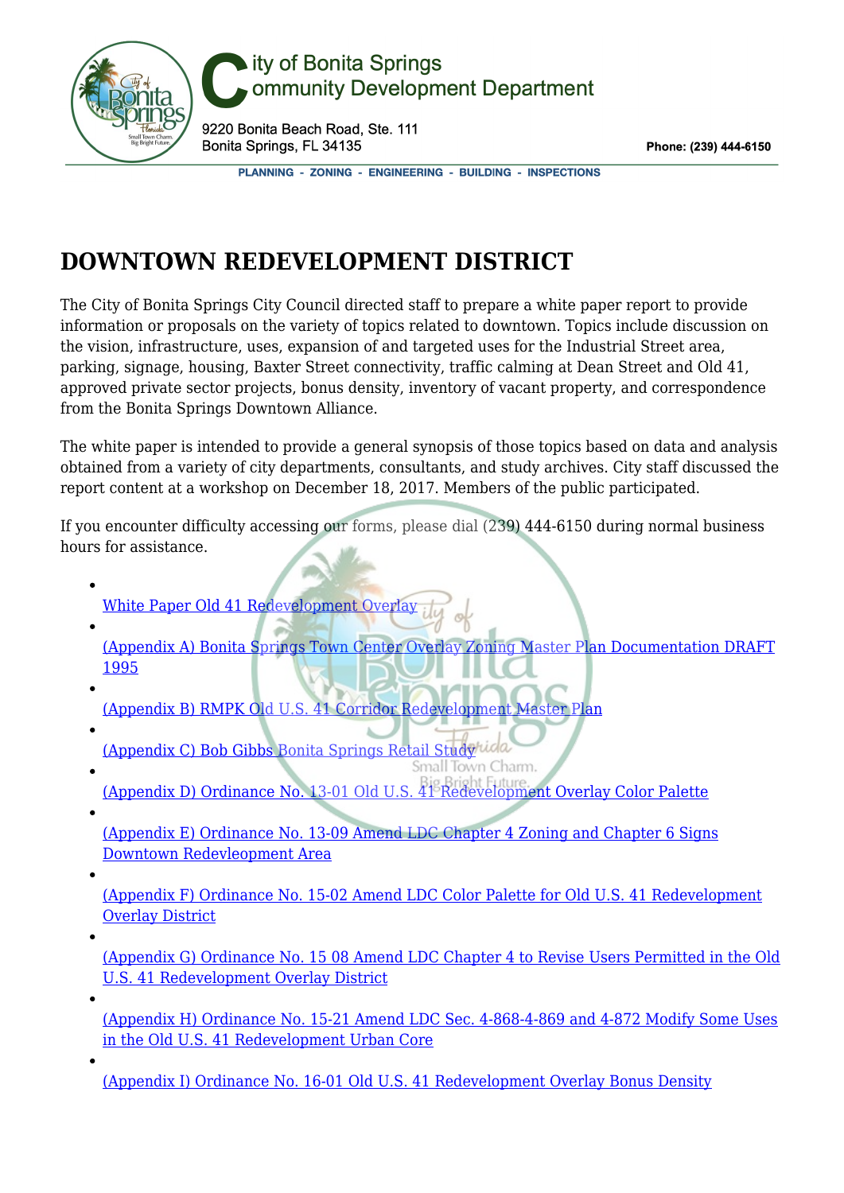City of Bonita Springs
Community Development Department

9220 Bonita Beach Road, Ste. 111
Bonita Springs, FL 34135

Phone: (239) 444-6150

PLANNING - ZONING - ENGINEERING - BUILDING - INSPECTIONS

# DOWNTOWN REDEVELOPMENT DISTRICT

The City of Bonita Springs City Council directed staff to prepare a white paper report to provide information or proposals on the variety of topics related to downtown. Topics include discussion on the vision, infrastructure, uses, expansion of and targeted uses for the Industrial Street area, parking, signage, housing, Baxter Street connectivity, traffic calming at Dean Street and Old 41, approved private sector projects, bonus density, inventory of vacant property, and correspondence from the Bonita Springs Downtown Alliance.

The white paper is intended to provide a general synopsis of those topics based on data and analysis obtained from a variety of city departments, consultants, and study archives. City staff discussed the report content at a workshop on December 18, 2017. Members of the public participated.

If you encounter difficulty accessing our forms, please dial (239) 444-6150 during normal business hours for assistance.

- White Paper Old 41 Redevelopment Overlay
- (Appendix A) Bonita Springs Town Center Overlay Zoning Master Plan Documentation DRAFT 1995
- (Appendix B) RMPK Old U.S. 41 Corridor Redevelopment Master Plan
- (Appendix C) Bob Gibbs Bonita Springs Retail Study
- (Appendix D) Ordinance No. 13-01 Old U.S. 41 Redevelopment Overlay Color Palette
- (Appendix E) Ordinance No. 13-09 Amend LDC Chapter 4 Zoning and Chapter 6 Signs Downtown Redevleopment Area
- (Appendix F) Ordinance No. 15-02 Amend LDC Color Palette for Old U.S. 41 Redevelopment Overlay District
- (Appendix G) Ordinance No. 15 08 Amend LDC Chapter 4 to Revise Users Permitted in the Old U.S. 41 Redevelopment Overlay District
- (Appendix H) Ordinance No. 15-21 Amend LDC Sec. 4-868-4-869 and 4-872 Modify Some Uses in the Old U.S. 41 Redevelopment Urban Core
- (Appendix I) Ordinance No. 16-01 Old U.S. 41 Redevelopment Overlay Bonus Density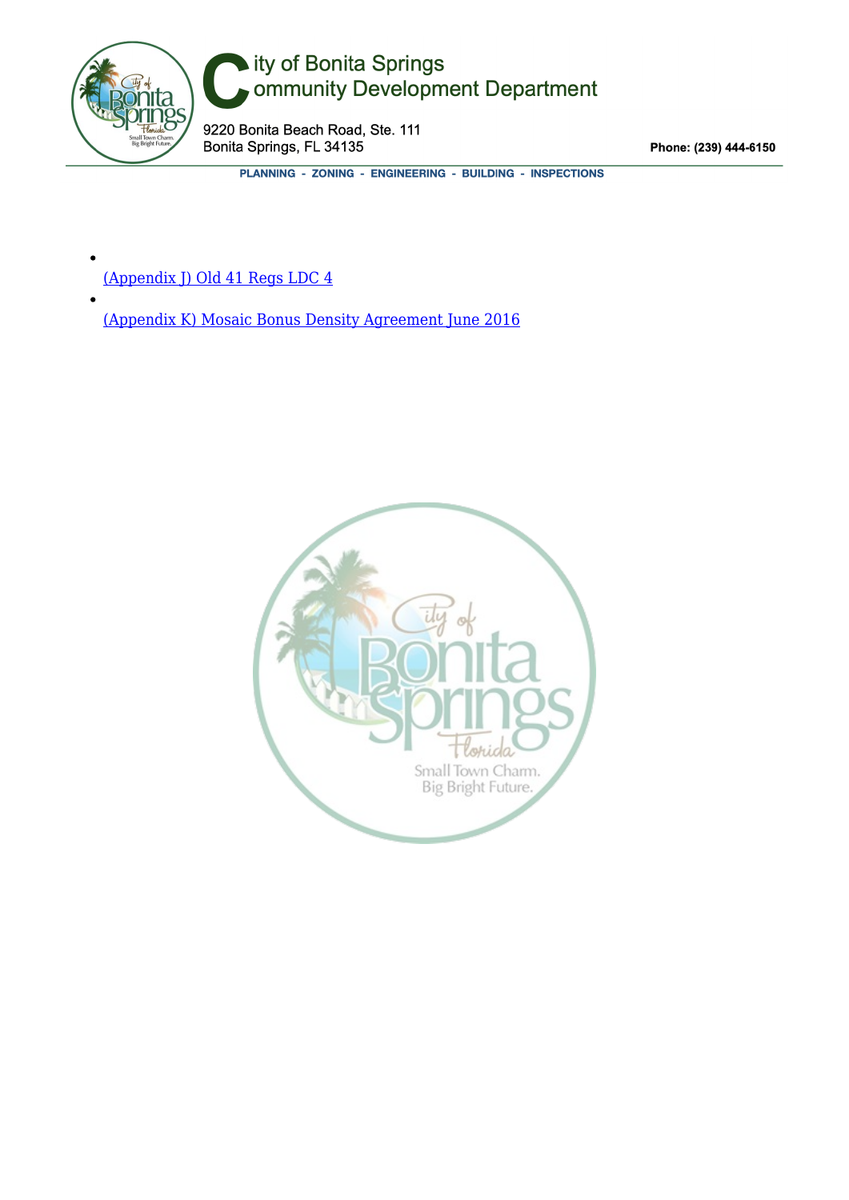- (Appendix J) Old 41 Regs LDC 4
- (Appendix K) Mosaic Bonus Density Agreement June 2016